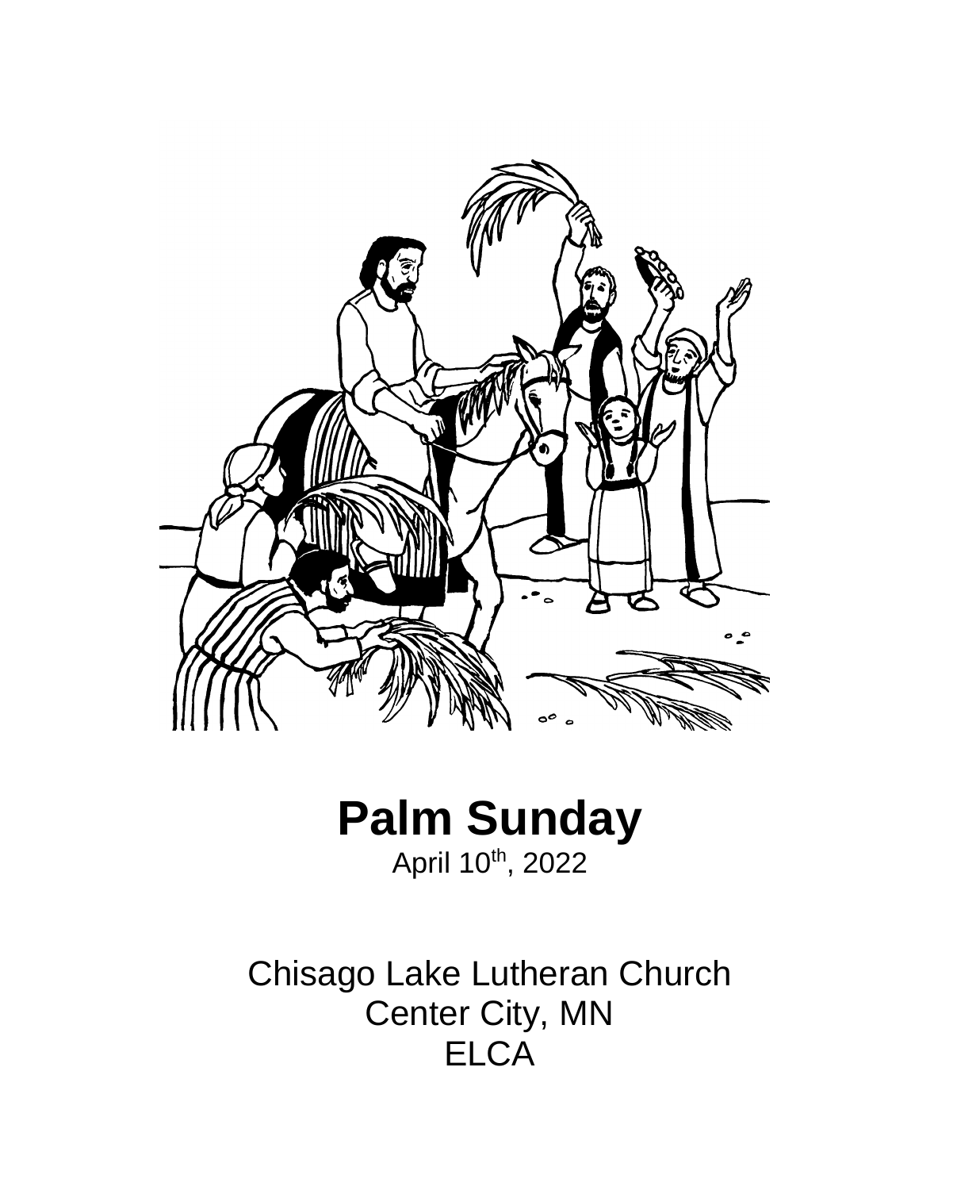# Palm Sunday

April 10th, 2022

Chisago Lake Lutheran Church
Center City, MN
ELCA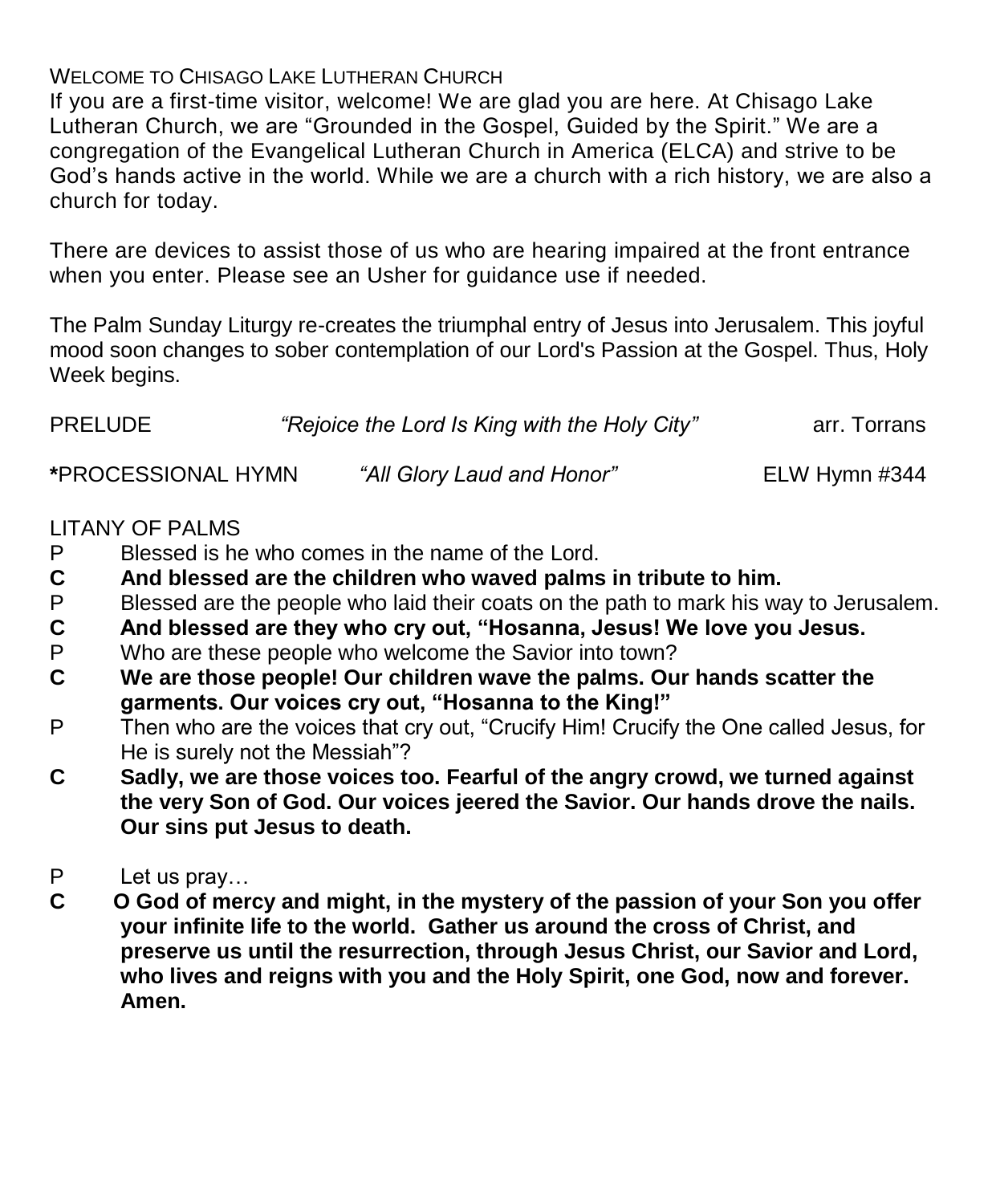WELCOME TO CHISAGO LAKE LUTHERAN CHURCH

If you are a first-time visitor, welcome! We are glad you are here. At Chisago Lake Lutheran Church, we are "Grounded in the Gospel, Guided by the Spirit." We are a congregation of the Evangelical Lutheran Church in America (ELCA) and strive to be God's hands active in the world. While we are a church with a rich history, we are also a church for today.

There are devices to assist those of us who are hearing impaired at the front entrance when you enter. Please see an Usher for guidance use if needed.

The Palm Sunday Liturgy re-creates the triumphal entry of Jesus into Jerusalem. This joyful mood soon changes to sober contemplation of our Lord's Passion at the Gospel. Thus, Holy Week begins.

PRELUDE *"Rejoice the Lord Is King with the Holy City"* arr. Torrans

**\***PROCESSIONAL HYMN *"All Glory Laud and Honor"* ELW Hymn #344

LITANY OF PALMS

P Blessed is he who comes in the name of the Lord.

**C And blessed are the children who waved palms in tribute to him.**

P Blessed are the people who laid their coats on the path to mark his way to Jerusalem.

**C And blessed are they who cry out, "Hosanna, Jesus! We love you Jesus.**

P Who are these people who welcome the Savior into town?

**C We are those people! Our children wave the palms. Our hands scatter the garments. Our voices cry out, "Hosanna to the King!"**

P Then who are the voices that cry out, "Crucify Him! Crucify the One called Jesus, for He is surely not the Messiah"?

**C Sadly, we are those voices too. Fearful of the angry crowd, we turned against the very Son of God. Our voices jeered the Savior. Our hands drove the nails. Our sins put Jesus to death.**

P Let us pray…

**C O God of mercy and might, in the mystery of the passion of your Son you offer your infinite life to the world. Gather us around the cross of Christ, and preserve us until the resurrection, through Jesus Christ, our Savior and Lord, who lives and reigns with you and the Holy Spirit, one God, now and forever. Amen.**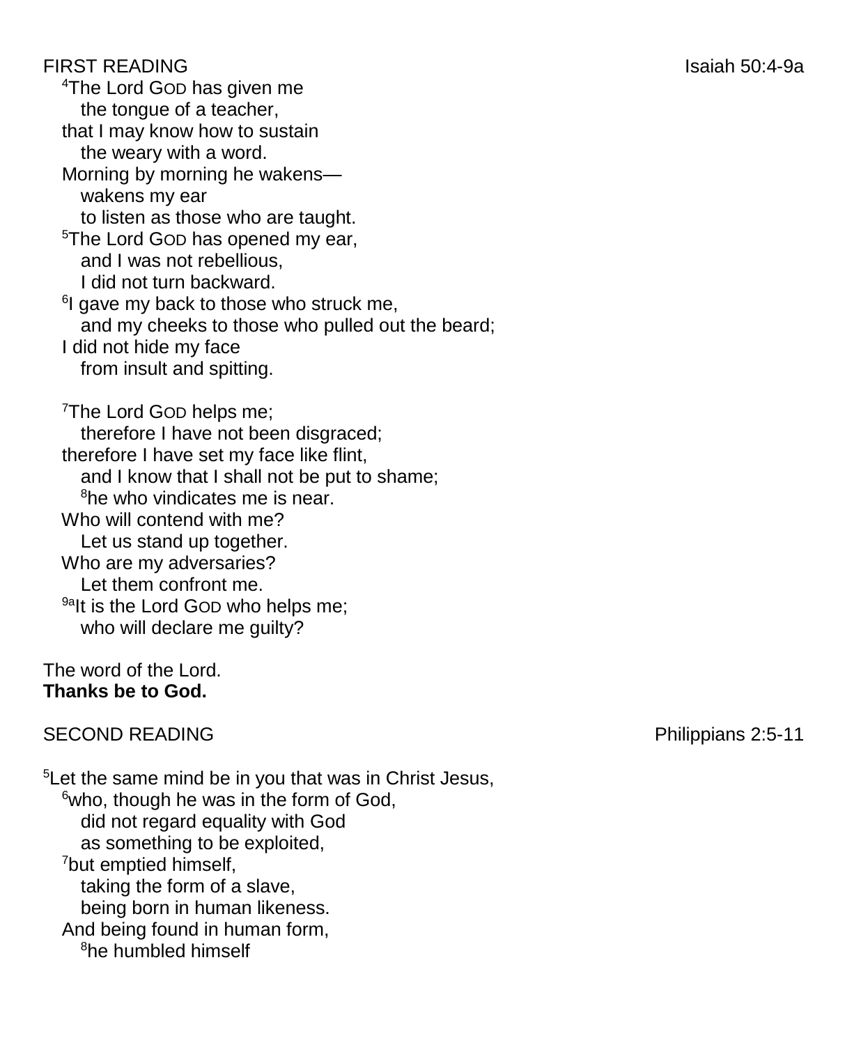FIRST READING Isaiah 50:4-9a

[4]The Lord GOD has given me
the tongue of a teacher,
that I may know how to sustain
the weary with a word.
Morning by morning he wakens—
wakens my ear
to listen as those who are taught.
[5]The Lord GOD has opened my ear,
and I was not rebellious,
I did not turn backward.
[6]I gave my back to those who struck me,
and my cheeks to those who pulled out the beard;
I did not hide my face
from insult and spitting.

[7]The Lord GOD helps me;
therefore I have not been disgraced;
therefore I have set my face like flint,
and I know that I shall not be put to shame;
[8]he who vindicates me is near.
Who will contend with me?
Let us stand up together.
Who are my adversaries?
Let them confront me.
[9a]It is the Lord GOD who helps me;
who will declare me guilty?

The word of the Lord.
**Thanks be to God.**

SECOND READING Philippians 2:5-11

[5]Let the same mind be in you that was in Christ Jesus,
[6]who, though he was in the form of God,
did not regard equality with God
as something to be exploited,
[7]but emptied himself,
taking the form of a slave,
being born in human likeness.
And being found in human form,
[8]he humbled himself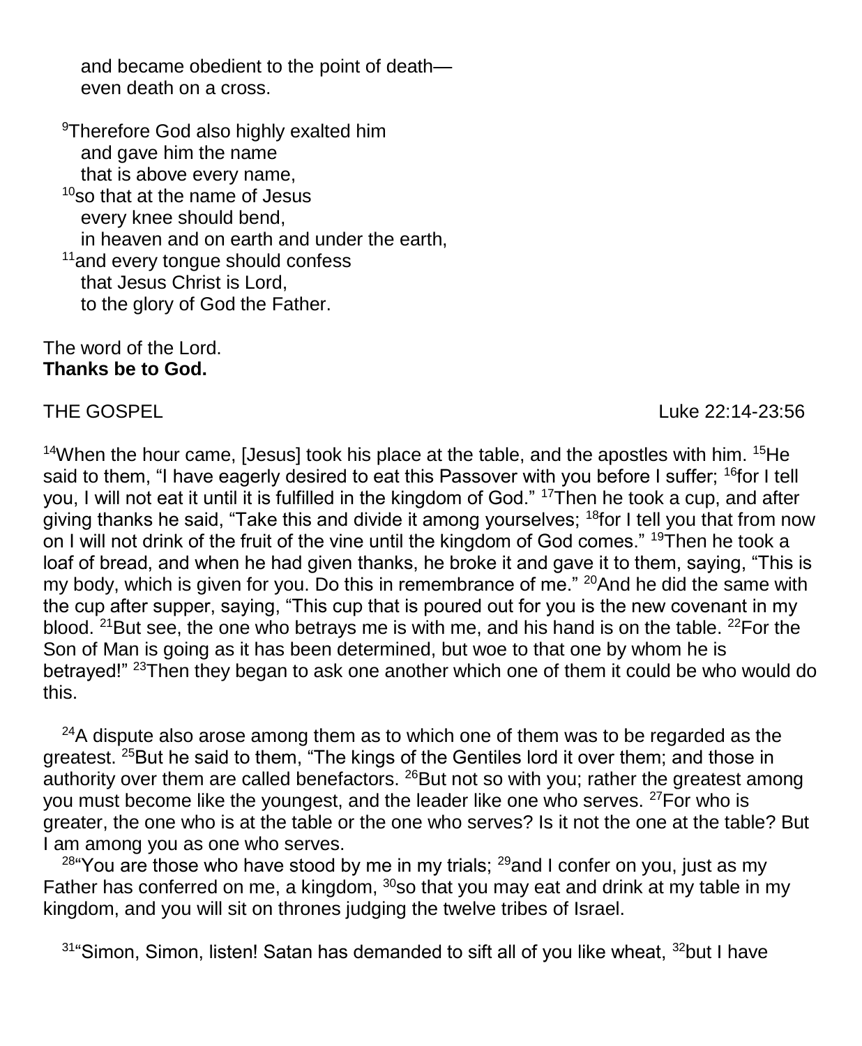and became obedient to the point of death—
even death on a cross.

[9]Therefore God also highly exalted him
and gave him the name
that is above every name,
[10]so that at the name of Jesus
every knee should bend,
in heaven and on earth and under the earth,
[11]and every tongue should confess
that Jesus Christ is Lord,
to the glory of God the Father.

The word of the Lord.
**Thanks be to God.**

THE GOSPEL Luke 22:14-23:56

[14]When the hour came, [Jesus] took his place at the table, and the apostles with him. [15]He said to them, "I have eagerly desired to eat this Passover with you before I suffer; [16]for I tell you, I will not eat it until it is fulfilled in the kingdom of God." [17]Then he took a cup, and after giving thanks he said, "Take this and divide it among yourselves; [18]for I tell you that from now on I will not drink of the fruit of the vine until the kingdom of God comes." [19]Then he took a loaf of bread, and when he had given thanks, he broke it and gave it to them, saying, "This is my body, which is given for you. Do this in remembrance of me." [20]And he did the same with the cup after supper, saying, "This cup that is poured out for you is the new covenant in my blood. [21]But see, the one who betrays me is with me, and his hand is on the table. [22]For the Son of Man is going as it has been determined, but woe to that one by whom he is betrayed!" [23]Then they began to ask one another which one of them it could be who would do this.

[24]A dispute also arose among them as to which one of them was to be regarded as the greatest. [25]But he said to them, "The kings of the Gentiles lord it over them; and those in authority over them are called benefactors. [26]But not so with you; rather the greatest among you must become like the youngest, and the leader like one who serves. [27]For who is greater, the one who is at the table or the one who serves? Is it not the one at the table? But I am among you as one who serves.

[28]"You are those who have stood by me in my trials; [29]and I confer on you, just as my Father has conferred on me, a kingdom, [30]so that you may eat and drink at my table in my kingdom, and you will sit on thrones judging the twelve tribes of Israel.

[31]"Simon, Simon, listen! Satan has demanded to sift all of you like wheat, [32]but I have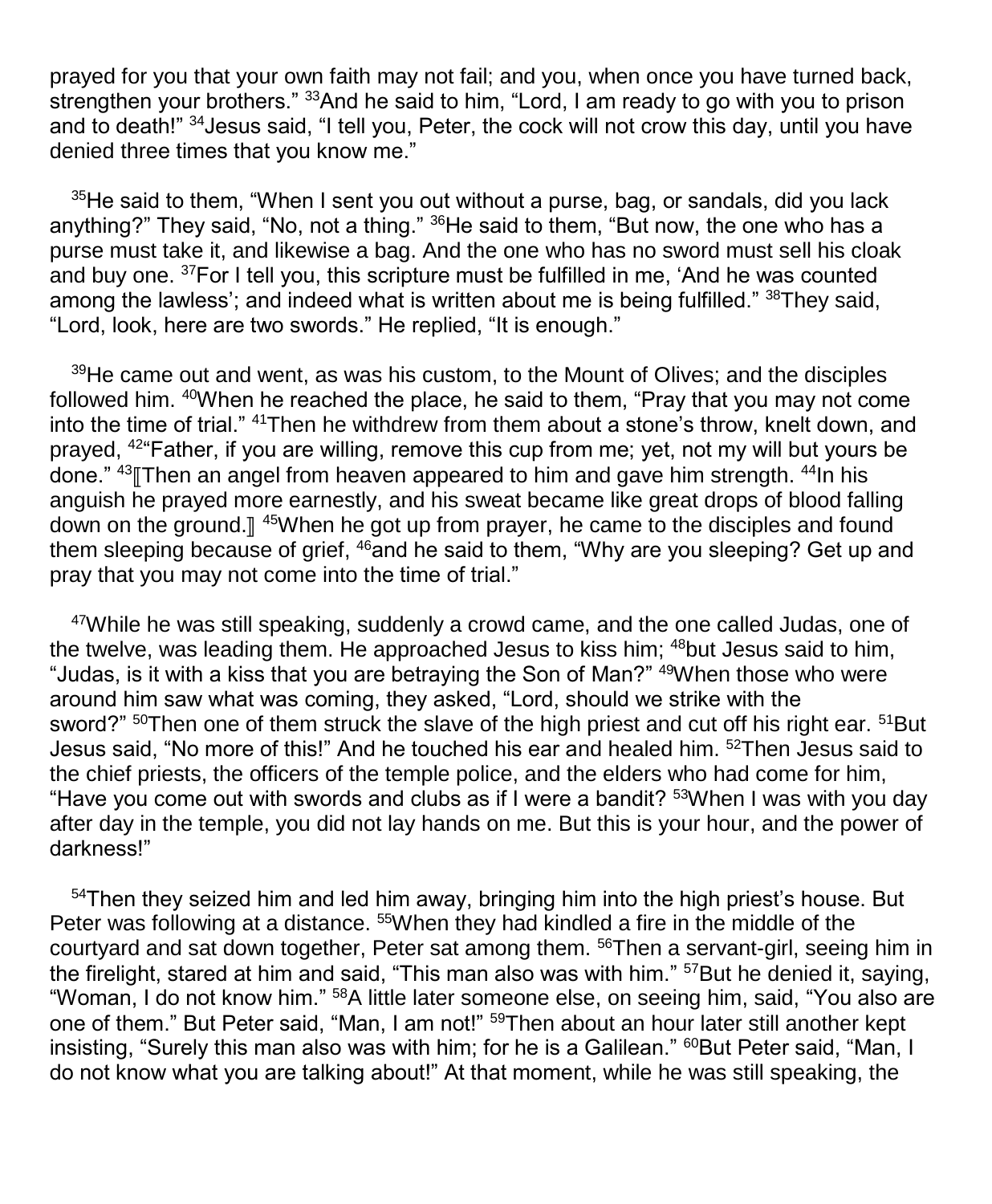prayed for you that your own faith may not fail; and you, when once you have turned back, strengthen your brothers." [33]And he said to him, "Lord, I am ready to go with you to prison and to death!" [34]Jesus said, "I tell you, Peter, the cock will not crow this day, until you have denied three times that you know me."

[35]He said to them, "When I sent you out without a purse, bag, or sandals, did you lack anything?" They said, "No, not a thing." [36]He said to them, "But now, the one who has a purse must take it, and likewise a bag. And the one who has no sword must sell his cloak and buy one. [37]For I tell you, this scripture must be fulfilled in me, 'And he was counted among the lawless'; and indeed what is written about me is being fulfilled." [38]They said, "Lord, look, here are two swords." He replied, "It is enough."

[39]He came out and went, as was his custom, to the Mount of Olives; and the disciples followed him. [40]When he reached the place, he said to them, "Pray that you may not come into the time of trial." [41]Then he withdrew from them about a stone's throw, knelt down, and prayed, [42]"Father, if you are willing, remove this cup from me; yet, not my will but yours be done." [43]⟦Then an angel from heaven appeared to him and gave him strength. [44]In his anguish he prayed more earnestly, and his sweat became like great drops of blood falling down on the ground.⟧ [45]When he got up from prayer, he came to the disciples and found them sleeping because of grief, [46]and he said to them, "Why are you sleeping? Get up and pray that you may not come into the time of trial."

[47]While he was still speaking, suddenly a crowd came, and the one called Judas, one of the twelve, was leading them. He approached Jesus to kiss him; [48]but Jesus said to him, "Judas, is it with a kiss that you are betraying the Son of Man?" [49]When those who were around him saw what was coming, they asked, "Lord, should we strike with the sword?" [50]Then one of them struck the slave of the high priest and cut off his right ear. [51]But Jesus said, "No more of this!" And he touched his ear and healed him. [52]Then Jesus said to the chief priests, the officers of the temple police, and the elders who had come for him, "Have you come out with swords and clubs as if I were a bandit? [53]When I was with you day after day in the temple, you did not lay hands on me. But this is your hour, and the power of darkness!"

[54]Then they seized him and led him away, bringing him into the high priest's house. But Peter was following at a distance. [55]When they had kindled a fire in the middle of the courtyard and sat down together, Peter sat among them. [56]Then a servant-girl, seeing him in the firelight, stared at him and said, "This man also was with him." [57]But he denied it, saying, "Woman, I do not know him." [58]A little later someone else, on seeing him, said, "You also are one of them." But Peter said, "Man, I am not!" [59]Then about an hour later still another kept insisting, "Surely this man also was with him; for he is a Galilean." [60]But Peter said, "Man, I do not know what you are talking about!" At that moment, while he was still speaking, the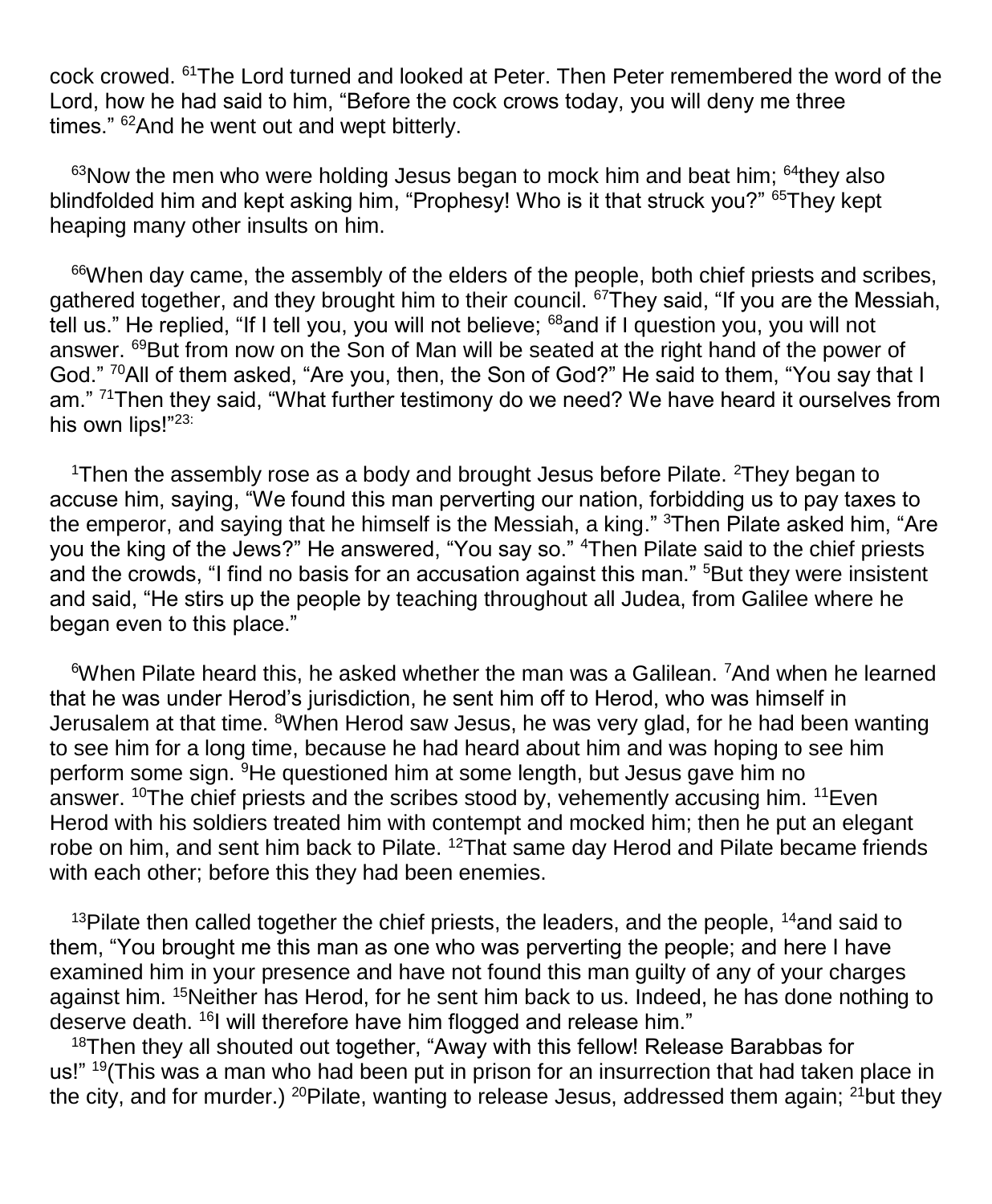cock crowed. [61]The Lord turned and looked at Peter. Then Peter remembered the word of the Lord, how he had said to him, “Before the cock crows today, you will deny me three times.” [62]And he went out and wept bitterly.

[63]Now the men who were holding Jesus began to mock him and beat him; [64]they also blindfolded him and kept asking him, “Prophesy! Who is it that struck you?” [65]They kept heaping many other insults on him.

[66]When day came, the assembly of the elders of the people, both chief priests and scribes, gathered together, and they brought him to their council. [67]They said, “If you are the Messiah, tell us.” He replied, “If I tell you, you will not believe; [68]and if I question you, you will not answer. [69]But from now on the Son of Man will be seated at the right hand of the power of God.” [70]All of them asked, “Are you, then, the Son of God?” He said to them, “You say that I am.” [71]Then they said, “What further testimony do we need? We have heard it ourselves from his own lips!”[23:]

[1]Then the assembly rose as a body and brought Jesus before Pilate. [2]They began to accuse him, saying, “We found this man perverting our nation, forbidding us to pay taxes to the emperor, and saying that he himself is the Messiah, a king.” [3]Then Pilate asked him, “Are you the king of the Jews?” He answered, “You say so.” [4]Then Pilate said to the chief priests and the crowds, “I find no basis for an accusation against this man.” [5]But they were insistent and said, “He stirs up the people by teaching throughout all Judea, from Galilee where he began even to this place.”

[6]When Pilate heard this, he asked whether the man was a Galilean. [7]And when he learned that he was under Herod’s jurisdiction, he sent him off to Herod, who was himself in Jerusalem at that time. [8]When Herod saw Jesus, he was very glad, for he had been wanting to see him for a long time, because he had heard about him and was hoping to see him perform some sign. [9]He questioned him at some length, but Jesus gave him no answer. [10]The chief priests and the scribes stood by, vehemently accusing him. [11]Even Herod with his soldiers treated him with contempt and mocked him; then he put an elegant robe on him, and sent him back to Pilate. [12]That same day Herod and Pilate became friends with each other; before this they had been enemies.

[13]Pilate then called together the chief priests, the leaders, and the people, [14]and said to them, “You brought me this man as one who was perverting the people; and here I have examined him in your presence and have not found this man guilty of any of your charges against him. [15]Neither has Herod, for he sent him back to us. Indeed, he has done nothing to deserve death. [16]I will therefore have him flogged and release him.”
[18]Then they all shouted out together, “Away with this fellow! Release Barabbas for us!” [19](This was a man who had been put in prison for an insurrection that had taken place in the city, and for murder.) [20]Pilate, wanting to release Jesus, addressed them again; [21]but they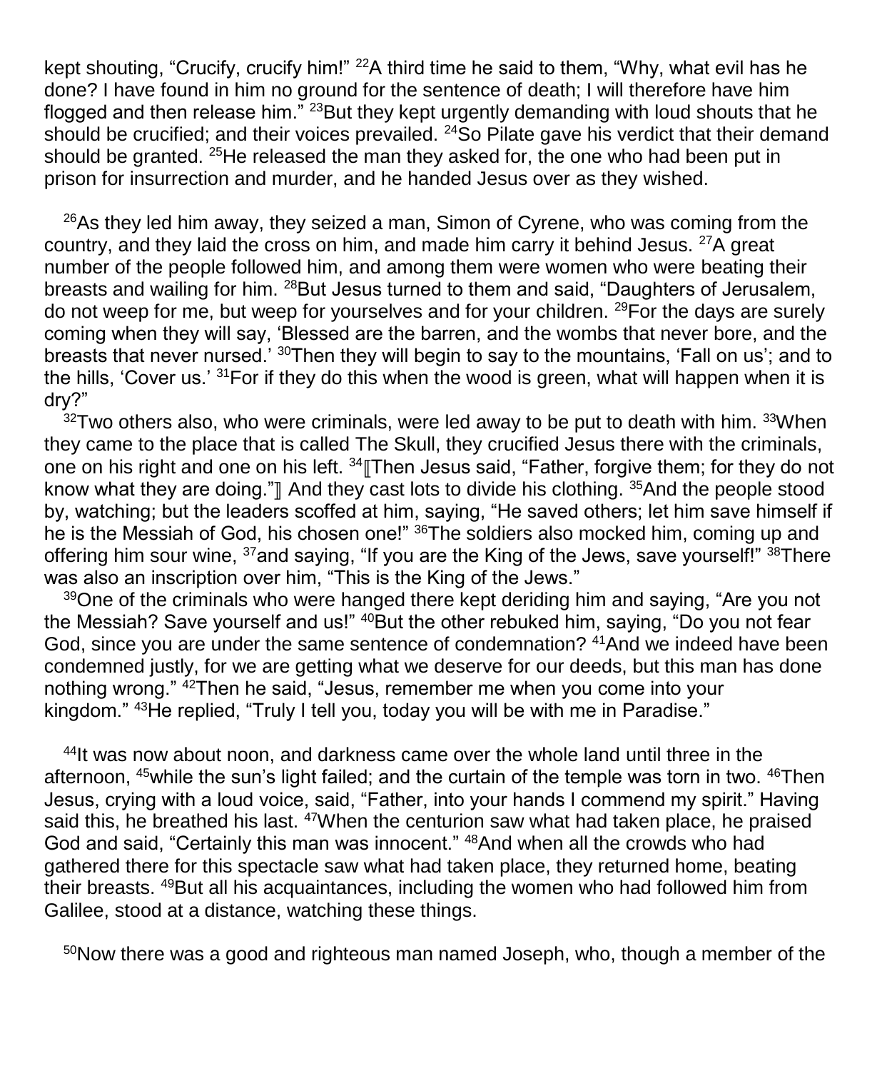kept shouting, "Crucify, crucify him!" [22]A third time he said to them, "Why, what evil has he done? I have found in him no ground for the sentence of death; I will therefore have him flogged and then release him." [23]But they kept urgently demanding with loud shouts that he should be crucified; and their voices prevailed. [24]So Pilate gave his verdict that their demand should be granted. [25]He released the man they asked for, the one who had been put in prison for insurrection and murder, and he handed Jesus over as they wished.

[26]As they led him away, they seized a man, Simon of Cyrene, who was coming from the country, and they laid the cross on him, and made him carry it behind Jesus. [27]A great number of the people followed him, and among them were women who were beating their breasts and wailing for him. [28]But Jesus turned to them and said, "Daughters of Jerusalem, do not weep for me, but weep for yourselves and for your children. [29]For the days are surely coming when they will say, 'Blessed are the barren, and the wombs that never bore, and the breasts that never nursed.' [30]Then they will begin to say to the mountains, 'Fall on us'; and to the hills, 'Cover us.' [31]For if they do this when the wood is green, what will happen when it is dry?"

[32]Two others also, who were criminals, were led away to be put to death with him. [33]When they came to the place that is called The Skull, they crucified Jesus there with the criminals, one on his right and one on his left. [34]⟦Then Jesus said, "Father, forgive them; for they do not know what they are doing."⟧ And they cast lots to divide his clothing. [35]And the people stood by, watching; but the leaders scoffed at him, saying, "He saved others; let him save himself if he is the Messiah of God, his chosen one!" [36]The soldiers also mocked him, coming up and offering him sour wine, [37]and saying, "If you are the King of the Jews, save yourself!" [38]There was also an inscription over him, "This is the King of the Jews."

[39]One of the criminals who were hanged there kept deriding him and saying, "Are you not the Messiah? Save yourself and us!" [40]But the other rebuked him, saying, "Do you not fear God, since you are under the same sentence of condemnation? [41]And we indeed have been condemned justly, for we are getting what we deserve for our deeds, but this man has done nothing wrong." [42]Then he said, "Jesus, remember me when you come into your kingdom." [43]He replied, "Truly I tell you, today you will be with me in Paradise."

[44]It was now about noon, and darkness came over the whole land until three in the afternoon, [45]while the sun's light failed; and the curtain of the temple was torn in two. [46]Then Jesus, crying with a loud voice, said, "Father, into your hands I commend my spirit." Having said this, he breathed his last. [47]When the centurion saw what had taken place, he praised God and said, "Certainly this man was innocent." [48]And when all the crowds who had gathered there for this spectacle saw what had taken place, they returned home, beating their breasts. [49]But all his acquaintances, including the women who had followed him from Galilee, stood at a distance, watching these things.

[50]Now there was a good and righteous man named Joseph, who, though a member of the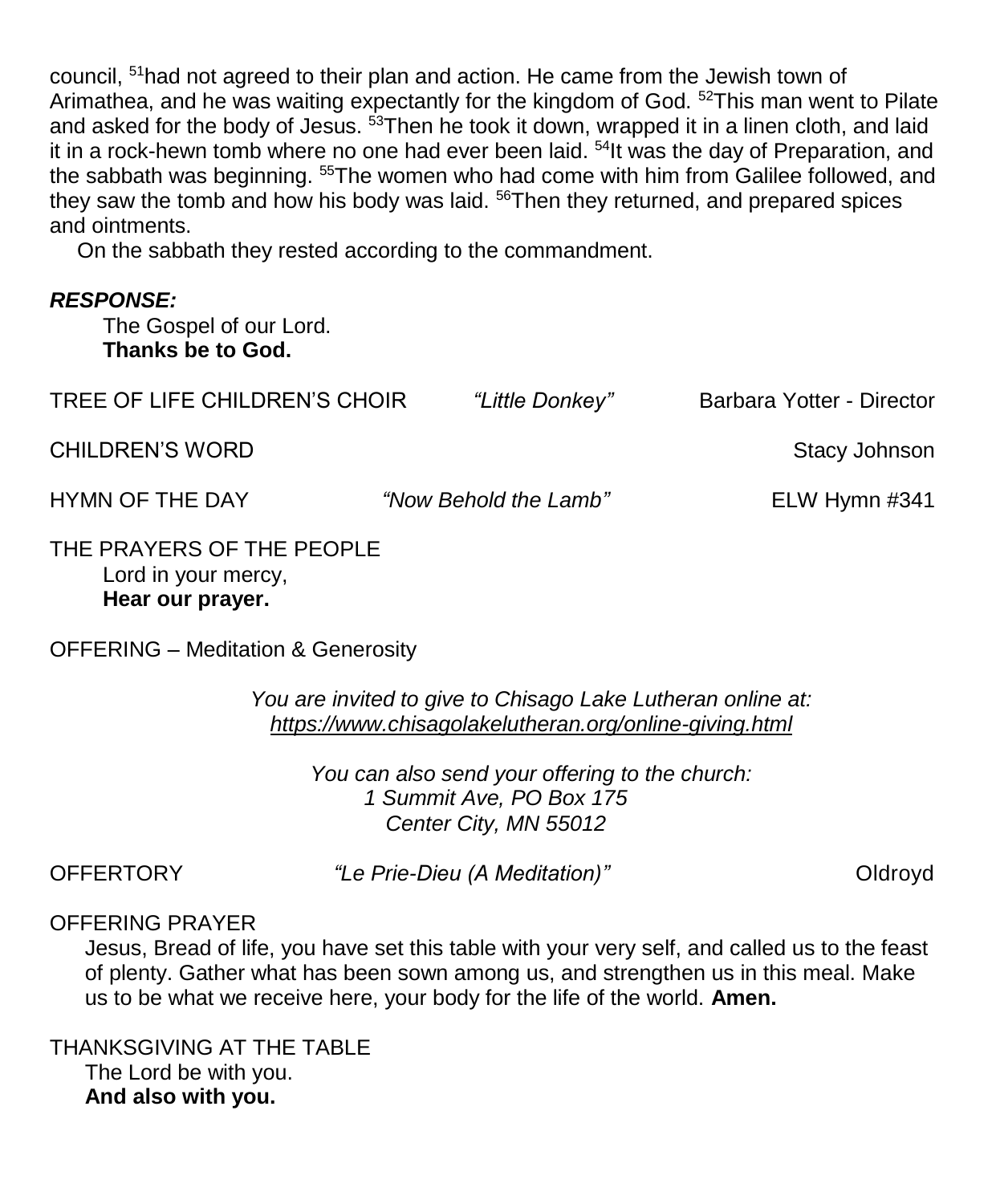council, [51]had not agreed to their plan and action. He came from the Jewish town of Arimathea, and he was waiting expectantly for the kingdom of God. [52]This man went to Pilate and asked for the body of Jesus. [53]Then he took it down, wrapped it in a linen cloth, and laid it in a rock-hewn tomb where no one had ever been laid. [54]It was the day of Preparation, and the sabbath was beginning. [55]The women who had come with him from Galilee followed, and they saw the tomb and how his body was laid. [56]Then they returned, and prepared spices and ointments.

On the sabbath they rested according to the commandment.

***RESPONSE:***

The Gospel of our Lord.
**Thanks be to God.**

TREE OF LIFE CHILDREN'S CHOIR *"Little Donkey"* Barbara Yotter - Director

CHILDREN'S WORD Stacy Johnson

HYMN OF THE DAY *"Now Behold the Lamb"* ELW Hymn #341

THE PRAYERS OF THE PEOPLE

Lord in your mercy,
**Hear our prayer.**

OFFERING – Meditation & Generosity

*You are invited to give to Chisago Lake Lutheran online at:*
*https://www.chisagolakelutheran.org/online-giving.html*

*You can also send your offering to the church:*
*1 Summit Ave, PO Box 175*
*Center City, MN 55012*

OFFERTORY *"Le Prie-Dieu (A Meditation)"* Oldroyd

OFFERING PRAYER

Jesus, Bread of life, you have set this table with your very self, and called us to the feast of plenty. Gather what has been sown among us, and strengthen us in this meal. Make us to be what we receive here, your body for the life of the world. **Amen.**

THANKSGIVING AT THE TABLE

The Lord be with you.
**And also with you.**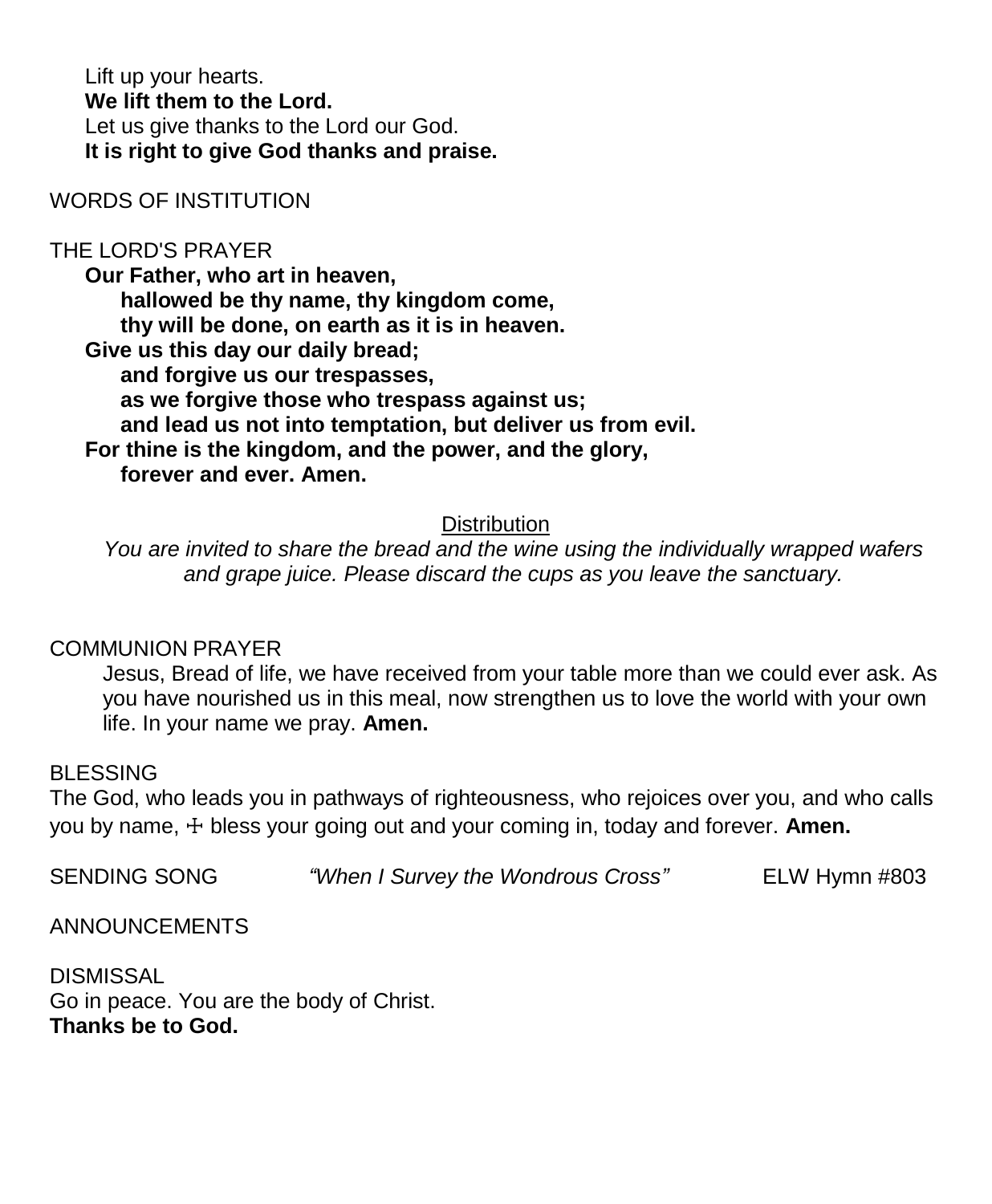Lift up your hearts.
**We lift them to the Lord.**
Let us give thanks to the Lord our God.
**It is right to give God thanks and praise.**

WORDS OF INSTITUTION

THE LORD'S PRAYER

**Our Father, who art in heaven,**
**hallowed be thy name, thy kingdom come,**
**thy will be done, on earth as it is in heaven.**
**Give us this day our daily bread;**
**and forgive us our trespasses,**
**as we forgive those who trespass against us;**
**and lead us not into temptation, but deliver us from evil.**
**For thine is the kingdom, and the power, and the glory,**
**forever and ever. Amen.**

Distribution

*You are invited to share the bread and the wine using the individually wrapped wafers and grape juice. Please discard the cups as you leave the sanctuary.*

COMMUNION PRAYER

Jesus, Bread of life, we have received from your table more than we could ever ask. As you have nourished us in this meal, now strengthen us to love the world with your own life. In your name we pray. **Amen.**

BLESSING

The God, who leads you in pathways of righteousness, who rejoices over you, and who calls you by name, ☩ bless your going out and your coming in, today and forever. **Amen.**

SENDING SONG *"When I Survey the Wondrous Cross"* ELW Hymn #803

ANNOUNCEMENTS

DISMISSAL

Go in peace. You are the body of Christ.
**Thanks be to God.**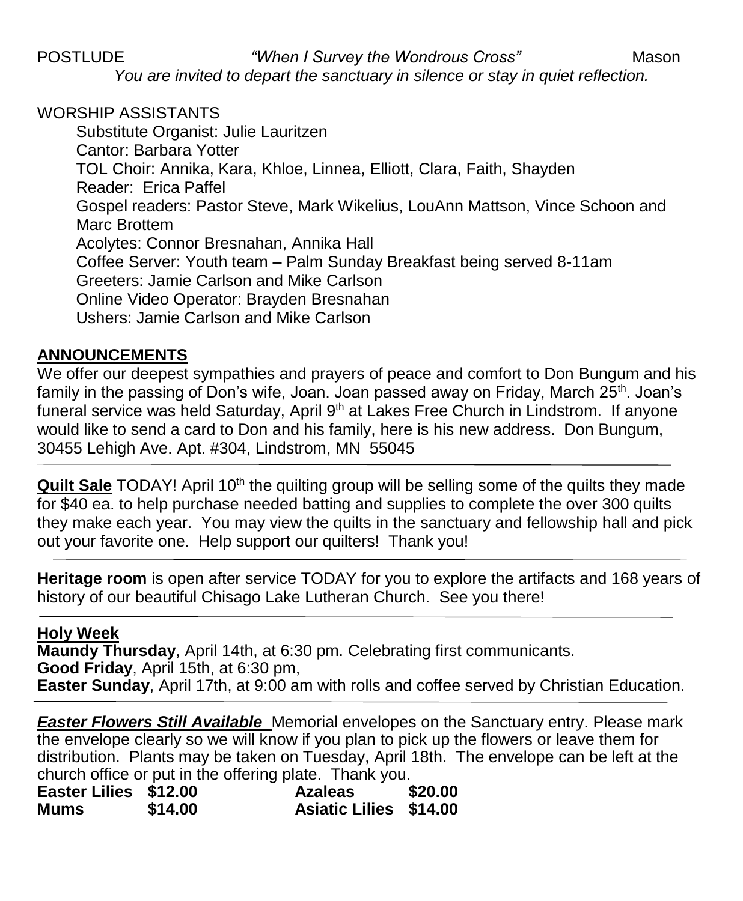POSTLUDE *"When I Survey the Wondrous Cross"* Mason

*You are invited to depart the sanctuary in silence or stay in quiet reflection.*

WORSHIP ASSISTANTS

Substitute Organist: Julie Lauritzen
Cantor: Barbara Yotter
TOL Choir: Annika, Kara, Khloe, Linnea, Elliott, Clara, Faith, Shayden
Reader: Erica Paffel
Gospel readers: Pastor Steve, Mark Wikelius, LouAnn Mattson, Vince Schoon and Marc Brottem
Acolytes: Connor Bresnahan, Annika Hall
Coffee Server: Youth team – Palm Sunday Breakfast being served 8-11am
Greeters: Jamie Carlson and Mike Carlson
Online Video Operator: Brayden Bresnahan
Ushers: Jamie Carlson and Mike Carlson

## ANNOUNCEMENTS

We offer our deepest sympathies and prayers of peace and comfort to Don Bungum and his family in the passing of Don's wife, Joan. Joan passed away on Friday, March 25th. Joan's funeral service was held Saturday, April 9th at Lakes Free Church in Lindstrom. If anyone would like to send a card to Don and his family, here is his new address. Don Bungum, 30455 Lehigh Ave. Apt. #304, Lindstrom, MN 55045

---

**Quilt Sale** TODAY! April 10th the quilting group will be selling some of the quilts they made for $40 ea. to help purchase needed batting and supplies to complete the over 300 quilts they make each year. You may view the quilts in the sanctuary and fellowship hall and pick out your favorite one. Help support our quilters! Thank you!

---

**Heritage room** is open after service TODAY for you to explore the artifacts and 168 years of history of our beautiful Chisago Lake Lutheran Church. See you there!

---

**Holy Week**

**Maundy Thursday**, April 14th, at 6:30 pm. Celebrating first communicants.
**Good Friday**, April 15th, at 6:30 pm,
**Easter Sunday**, April 17th, at 9:00 am with rolls and coffee served by Christian Education.

---

***Easter Flowers Still Available*** Memorial envelopes on the Sanctuary entry. Please mark the envelope clearly so we will know if you plan to pick up the flowers or leave them for distribution. Plants may be taken on Tuesday, April 18th. The envelope can be left at the church office or put in the offering plate. Thank you.

| | | | |
|---|---|---|---|
| **Easter Lilies** | **$12.00** | **Azaleas** | **$20.00** |
| **Mums** | **$14.00** | **Asiatic Lilies** | **$14.00** |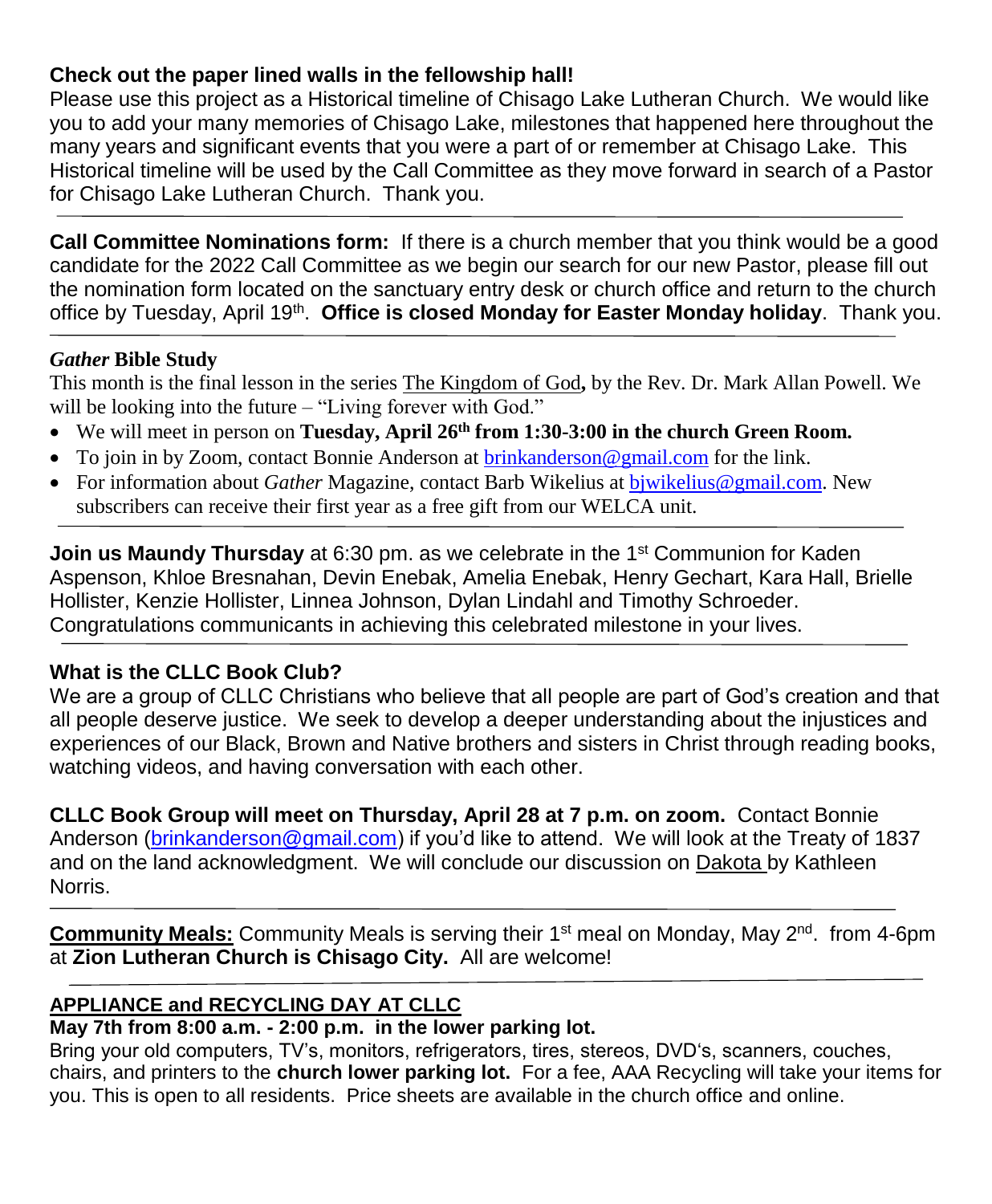**Check out the paper lined walls in the fellowship hall!**
Please use this project as a Historical timeline of Chisago Lake Lutheran Church. We would like you to add your many memories of Chisago Lake, milestones that happened here throughout the many years and significant events that you were a part of or remember at Chisago Lake. This Historical timeline will be used by the Call Committee as they move forward in search of a Pastor for Chisago Lake Lutheran Church. Thank you.

---

**Call Committee Nominations form:** If there is a church member that you think would be a good candidate for the 2022 Call Committee as we begin our search for our new Pastor, please fill out the nomination form located on the sanctuary entry desk or church office and return to the church office by Tuesday, April 19th. **Office is closed Monday for Easter Monday holiday**. Thank you.

---

***Gather* Bible Study**
This month is the final lesson in the series The Kingdom of God**,** by the Rev. Dr. Mark Allan Powell. We will be looking into the future – "Living forever with God."

- We will meet in person on **Tuesday, April 26th from 1:30-3:00 in the church Green Room.**
- To join in by Zoom, contact Bonnie Anderson at brinkanderson@gmail.com for the link.
- For information about *Gather* Magazine, contact Barb Wikelius at bjwikelius@gmail.com. New subscribers can receive their first year as a free gift from our WELCA unit.

---

**Join us Maundy Thursday** at 6:30 pm. as we celebrate in the 1st Communion for Kaden Aspenson, Khloe Bresnahan, Devin Enebak, Amelia Enebak, Henry Gechart, Kara Hall, Brielle Hollister, Kenzie Hollister, Linnea Johnson, Dylan Lindahl and Timothy Schroeder. Congratulations communicants in achieving this celebrated milestone in your lives.

---

**What is the CLLC Book Club?**
We are a group of CLLC Christians who believe that all people are part of God's creation and that all people deserve justice. We seek to develop a deeper understanding about the injustices and experiences of our Black, Brown and Native brothers and sisters in Christ through reading books, watching videos, and having conversation with each other.

**CLLC Book Group will meet on Thursday, April 28 at 7 p.m. on zoom.** Contact Bonnie Anderson (brinkanderson@gmail.com) if you'd like to attend. We will look at the Treaty of 1837 and on the land acknowledgment. We will conclude our discussion on Dakota by Kathleen Norris.

---

**Community Meals:** Community Meals is serving their 1st meal on Monday, May 2nd. from 4-6pm at **Zion Lutheran Church is Chisago City.** All are welcome!

---

**APPLIANCE and RECYCLING DAY AT CLLC**
**May 7th from 8:00 a.m. - 2:00 p.m. in the lower parking lot.**
Bring your old computers, TV's, monitors, refrigerators, tires, stereos, DVD's, scanners, couches, chairs, and printers to the **church lower parking lot.** For a fee, AAA Recycling will take your items for you. This is open to all residents. Price sheets are available in the church office and online.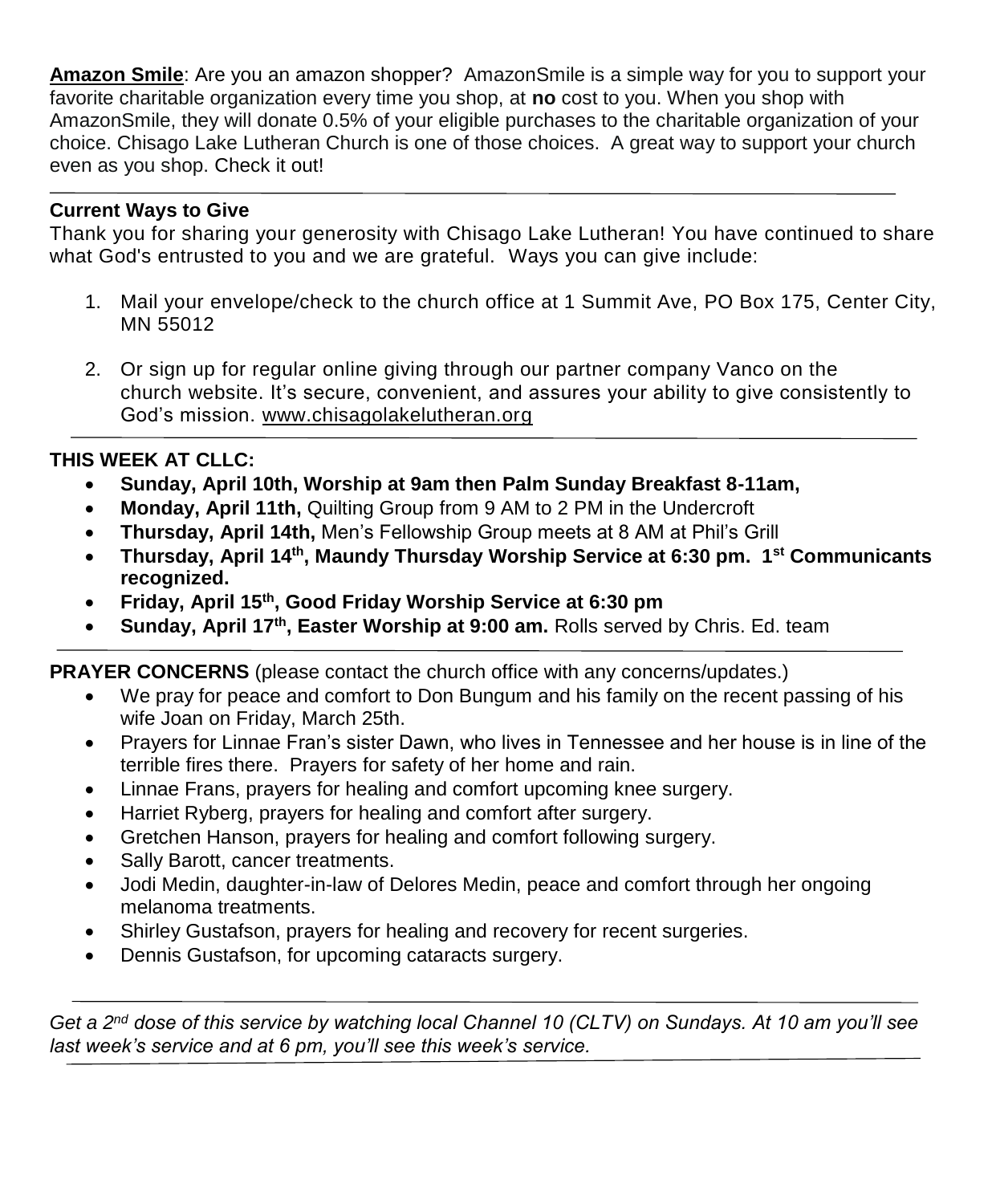**Amazon Smile**: Are you an amazon shopper? AmazonSmile is a simple way for you to support your favorite charitable organization every time you shop, at **no** cost to you. When you shop with AmazonSmile, they will donate 0.5% of your eligible purchases to the charitable organization of your choice. Chisago Lake Lutheran Church is one of those choices. A great way to support your church even as you shop. Check it out!

---

**Current Ways to Give**

Thank you for sharing your generosity with Chisago Lake Lutheran! You have continued to share what God's entrusted to you and we are grateful. Ways you can give include:

1. Mail your envelope/check to the church office at 1 Summit Ave, PO Box 175, Center City, MN 55012

2. Or sign up for regular online giving through our partner company Vanco on the church website. It's secure, convenient, and assures your ability to give consistently to God's mission. www.chisagolakelutheran.org

---

**THIS WEEK AT CLLC:**

- **Sunday, April 10th, Worship at 9am then Palm Sunday Breakfast 8-11am,**
- **Monday, April 11th,** Quilting Group from 9 AM to 2 PM in the Undercroft
- **Thursday, April 14th,** Men's Fellowship Group meets at 8 AM at Phil's Grill
- **Thursday, April 14th, Maundy Thursday Worship Service at 6:30 pm. 1st Communicants recognized.**
- **Friday, April 15th, Good Friday Worship Service at 6:30 pm**
- **Sunday, April 17th, Easter Worship at 9:00 am.** Rolls served by Chris. Ed. team

---

**PRAYER CONCERNS** (please contact the church office with any concerns/updates.)

- We pray for peace and comfort to Don Bungum and his family on the recent passing of his wife Joan on Friday, March 25th.
- Prayers for Linnae Fran's sister Dawn, who lives in Tennessee and her house is in line of the terrible fires there. Prayers for safety of her home and rain.
- Linnae Frans, prayers for healing and comfort upcoming knee surgery.
- Harriet Ryberg, prayers for healing and comfort after surgery.
- Gretchen Hanson, prayers for healing and comfort following surgery.
- Sally Barott, cancer treatments.
- Jodi Medin, daughter-in-law of Delores Medin, peace and comfort through her ongoing melanoma treatments.
- Shirley Gustafson, prayers for healing and recovery for recent surgeries.
- Dennis Gustafson, for upcoming cataracts surgery.

---

*Get a 2nd dose of this service by watching local Channel 10 (CLTV) on Sundays. At 10 am you'll see last week's service and at 6 pm, you'll see this week's service.*